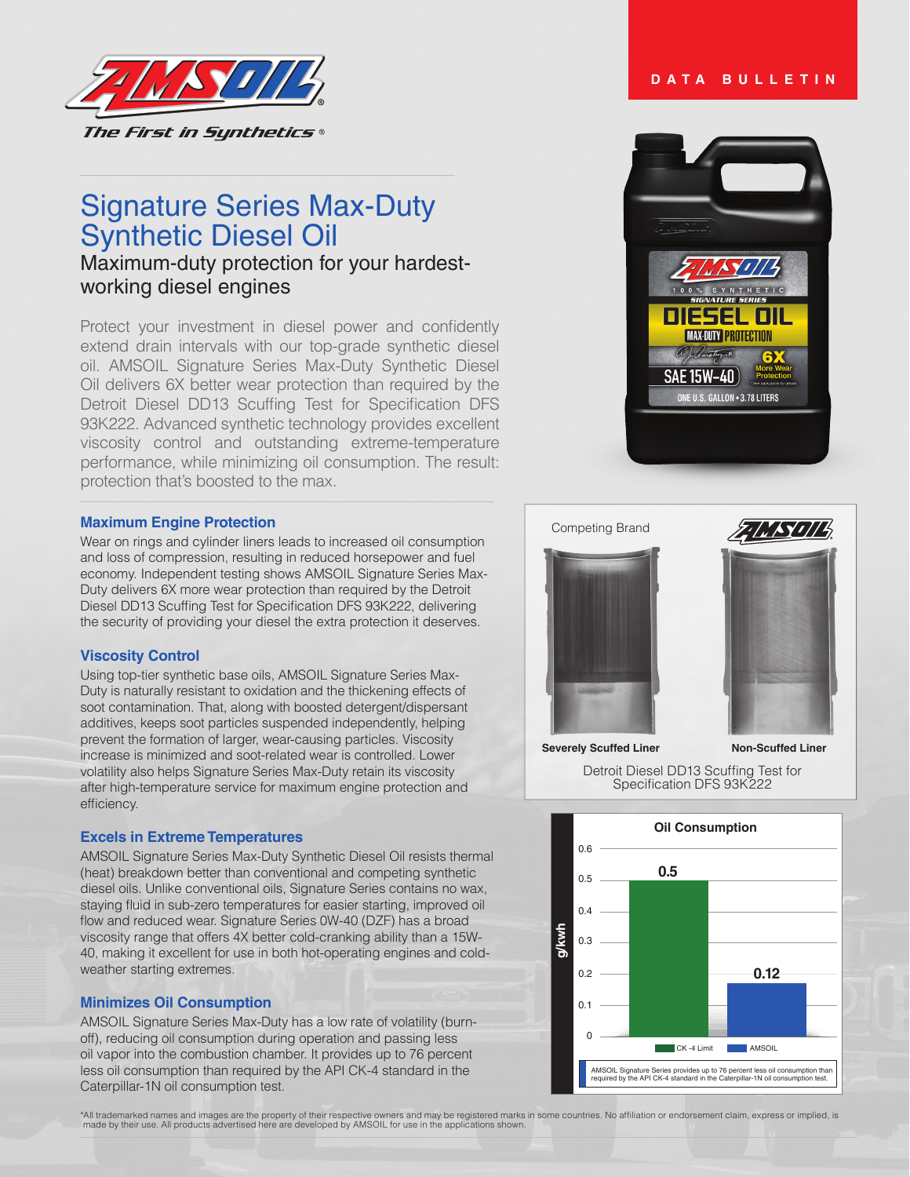DATA BULLETIN

# Signature Series Max-Duty Synthetic Diesel Oil

## Maximum-duty protection for your hardest-working diesel engines

Protect your investment in diesel power and confidently extend drain intervals with our top-grade synthetic diesel oil. AMSOIL Signature Series Max-Duty Synthetic Diesel Oil delivers 6X better wear protection than required by the Detroit Diesel DD13 Scuffing Test for Specification DFS 93K222. Advanced synthetic technology provides excellent viscosity control and outstanding extreme-temperature performance, while minimizing oil consumption. The result: protection that's boosted to the max.

### Maximum Engine Protection

Wear on rings and cylinder liners leads to increased oil consumption and loss of compression, resulting in reduced horsepower and fuel economy. Independent testing shows AMSOIL Signature Series Max-Duty delivers 6X more wear protection than required by the Detroit Diesel DD13 Scuffing Test for Specification DFS 93K222, delivering the security of providing your diesel the extra protection it deserves.

### Viscosity Control

Using top-tier synthetic base oils, AMSOIL Signature Series Max-Duty is naturally resistant to oxidation and the thickening effects of soot contamination. That, along with boosted detergent/dispersant additives, keeps soot particles suspended independently, helping prevent the formation of larger, wear-causing particles. Viscosity increase is minimized and soot-related wear is controlled. Lower volatility also helps Signature Series Max-Duty retain its viscosity after high-temperature service for maximum engine protection and efficiency.

### Excels in Extreme Temperatures

AMSOIL Signature Series Max-Duty Synthetic Diesel Oil resists thermal (heat) breakdown better than conventional and competing synthetic diesel oils. Unlike conventional oils, Signature Series contains no wax, staying fluid in sub-zero temperatures for easier starting, improved oil flow and reduced wear. Signature Series 0W-40 (DZF) has a broad viscosity range that offers 4X better cold-cranking ability than a 15W-40, making it excellent for use in both hot-operating engines and cold-weather starting extremes.

### Minimizes Oil Consumption

AMSOIL Signature Series Max-Duty has a low rate of volatility (burn-off), reducing oil consumption during operation and passing less oil vapor into the combustion chamber. It provides up to 76 percent less oil consumption than required by the API CK-4 standard in the Caterpillar-1N oil consumption test.

Competing Brand — Severely Scuffed Liner

AMSOIL — Non-Scuffed Liner

Detroit Diesel DD13 Scuffing Test for Specification DFS 93K222

**Oil Consumption** (g/kwh)

| | g/kwh |
|---|---|
| CK-4 Limit | 0.5 |
| AMSOIL | 0.12 |

AMSOIL Signature Series provides up to 76 percent less oil consumption than required by the API CK-4 standard in the Caterpillar-1N oil consumption test.

*All trademarked names and images are the property of their respective owners and may be registered marks in some countries. No affiliation or endorsement claim, express or implied, is made by their use. All products advertised here are developed by AMSOIL for use in the applications shown.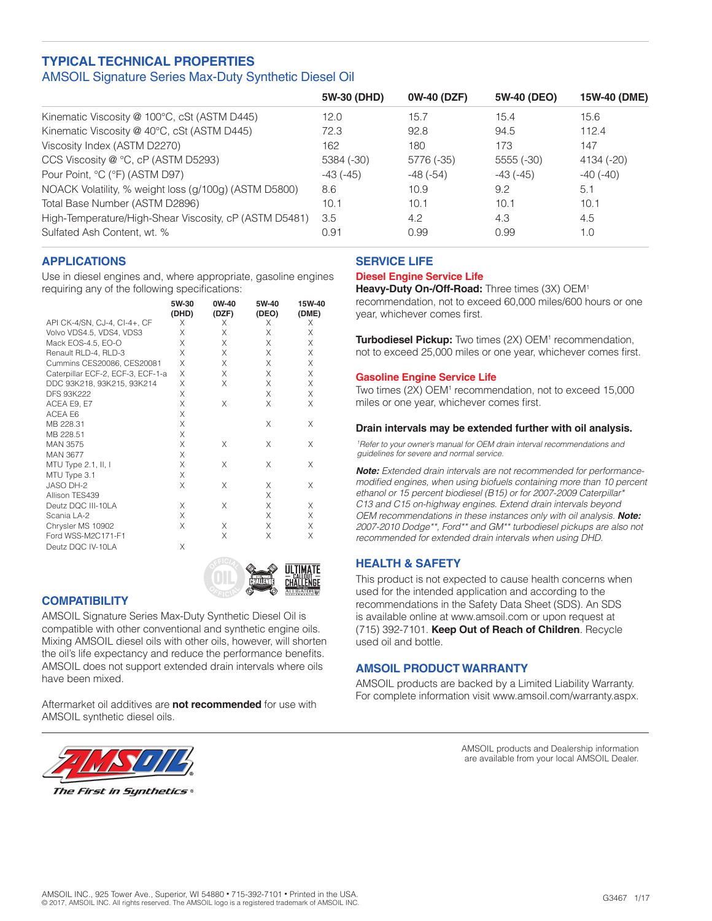## TYPICAL TECHNICAL PROPERTIES

### AMSOIL Signature Series Max-Duty Synthetic Diesel Oil

| | 5W-30 (DHD) | 0W-40 (DZF) | 5W-40 (DEO) | 15W-40 (DME) |
|---|---|---|---|---|
| Kinematic Viscosity @ 100°C, cSt (ASTM D445) | 12.0 | 15.7 | 15.4 | 15.6 |
| Kinematic Viscosity @ 40°C, cSt (ASTM D445) | 72.3 | 92.8 | 94.5 | 112.4 |
| Viscosity Index (ASTM D2270) | 162 | 180 | 173 | 147 |
| CCS Viscosity @ °C, cP (ASTM D5293) | 5384 (-30) | 5776 (-35) | 5555 (-30) | 4134 (-20) |
| Pour Point, °C (°F) (ASTM D97) | -43 (-45) | -48 (-54) | -43 (-45) | -40 (-40) |
| NOACK Volatility, % weight loss (g/100g) (ASTM D5800) | 8.6 | 10.9 | 9.2 | 5.1 |
| Total Base Number (ASTM D2896) | 10.1 | 10.1 | 10.1 | 10.1 |
| High-Temperature/High-Shear Viscosity, cP (ASTM D5481) | 3.5 | 4.2 | 4.3 | 4.5 |
| Sulfated Ash Content, wt. % | 0.91 | 0.99 | 0.99 | 1.0 |

## APPLICATIONS

Use in diesel engines and, where appropriate, gasoline engines requiring any of the following specifications:

| | 5W-30 (DHD) | 0W-40 (DZF) | 5W-40 (DEO) | 15W-40 (DME) |
|---|---|---|---|---|
| API CK-4/SN, CJ-4, CI-4+, CF | X | X | X | X |
| Volvo VDS4.5, VDS4, VDS3 | X | X | X | X |
| Mack EOS-4.5, EO-O | X | X | X | X |
| Renault RLD-4, RLD-3 | X | X | X | X |
| Cummins CES20086, CES20081 | X | X | X | X |
| Caterpillar ECF-2, ECF-3, ECF-1-a | X | X | X | X |
| DDC 93K218, 93K215, 93K214 | X | X | X | X |
| DFS 93K222 | X | | X | X |
| ACEA E9, E7 | X | X | X | X |
| ACEA E6 | X | | | |
| MB 228.31 | X | | X | X |
| MB 228.51 | X | | | |
| MAN 3575 | X | X | X | X |
| MAN 3677 | X | | | |
| MTU Type 2.1, II, I | X | X | X | X |
| MTU Type 3.1 | X | | | |
| JASO DH-2 | X | X | X | X |
| Allison TES439 | | | X | |
| Deutz DQC III-10LA | X | X | X | X |
| Scania LA-2 | X | | X | X |
| Chrysler MS 10902 | X | X | X | X |
| Ford WSS-M2C171-F1 | | X | X | X |
| Deutz DQC IV-10LA | X | | | |

## COMPATIBILITY

AMSOIL Signature Series Max-Duty Synthetic Diesel Oil is compatible with other conventional and synthetic engine oils. Mixing AMSOIL diesel oils with other oils, however, will shorten the oil's life expectancy and reduce the performance benefits. AMSOIL does not support extended drain intervals where oils have been mixed.

Aftermarket oil additives are **not recommended** for use with AMSOIL synthetic diesel oils.

## SERVICE LIFE

### Diesel Engine Service Life

**Heavy-Duty On-/Off-Road:** Three times (3X) OEM[1] recommendation, not to exceed 60,000 miles/600 hours or one year, whichever comes first.

**Turbodiesel Pickup:** Two times (2X) OEM[1] recommendation, not to exceed 25,000 miles or one year, whichever comes first.

### Gasoline Engine Service Life

Two times (2X) OEM[1] recommendation, not to exceed 15,000 miles or one year, whichever comes first.

**Drain intervals may be extended further with oil analysis.**

*[1]Refer to your owner's manual for OEM drain interval recommendations and guidelines for severe and normal service.*

***Note:*** *Extended drain intervals are not recommended for performance-modified engines, when using biofuels containing more than 10 percent ethanol or 15 percent biodiesel (B15) or for 2007-2009 Caterpillar* C13 and C15 on-highway engines. Extend drain intervals beyond OEM recommendations in these instances only with oil analysis.* ***Note:*** *2007-2010 Dodge**, Ford** and GM** turbodiesel pickups are also not recommended for extended drain intervals when using DHD.*

## HEALTH & SAFETY

This product is not expected to cause health concerns when used for the intended application and according to the recommendations in the Safety Data Sheet (SDS). An SDS is available online at www.amsoil.com or upon request at (715) 392-7101. **Keep Out of Reach of Children**. Recycle used oil and bottle.

## AMSOIL PRODUCT WARRANTY

AMSOIL products are backed by a Limited Liability Warranty. For complete information visit www.amsoil.com/warranty.aspx.

AMSOIL products and Dealership information are available from your local AMSOIL Dealer.